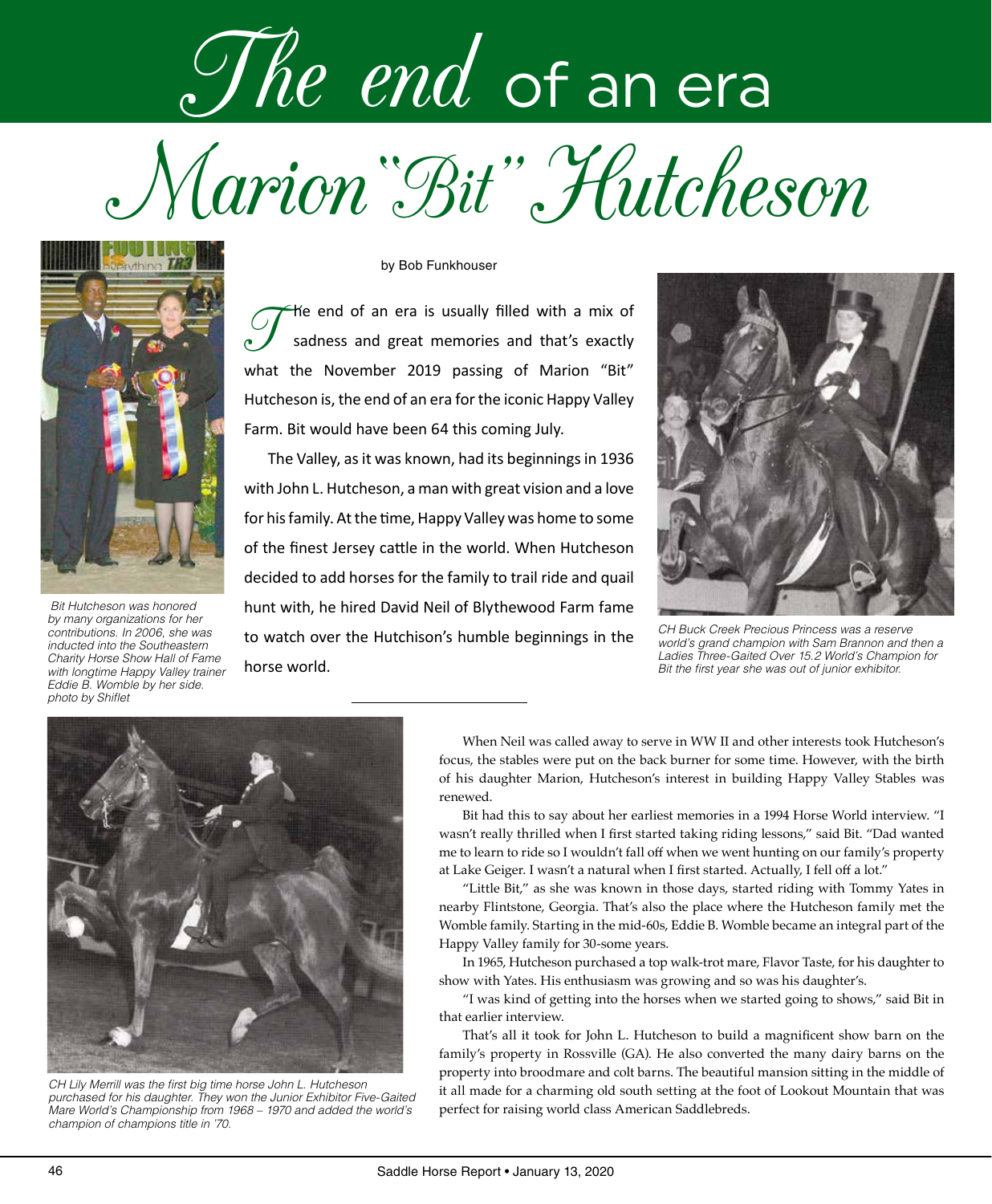# The end of an era

# Marion "Bit" Hutcheson

by Bob Funkhouser

The end of an era is usually filled with a mix of sadness and great memories and that's exactly what the November 2019 passing of Marion "Bit" Hutcheson is, the end of an era for the iconic Happy Valley Farm. Bit would have been 64 this coming July.

The Valley, as it was known, had its beginnings in 1936 with John L. Hutcheson, a man with great vision and a love for his family. At the time, Happy Valley was home to some of the finest Jersey cattle in the world. When Hutcheson decided to add horses for the family to trail ride and quail hunt with, he hired David Neil of Blythewood Farm fame to watch over the Hutchison's humble beginnings in the horse world.

Bit Hutcheson was honored by many organizations for her contributions. In 2006, she was inducted into the Southeastern Charity Horse Show Hall of Fame with longtime Happy Valley trainer Eddie B. Womble by her side. photo by Shiflet

CH Buck Creek Precious Princess was a reserve world's grand champion with Sam Brannon and then a Ladies Three-Gaited Over 15.2 World's Champion for Bit the first year she was out of junior exhibitor.

When Neil was called away to serve in WW II and other interests took Hutcheson's focus, the stables were put on the back burner for some time. However, with the birth of his daughter Marion, Hutcheson's interest in building Happy Valley Stables was renewed.

Bit had this to say about her earliest memories in a 1994 Horse World interview. "I wasn't really thrilled when I first started taking riding lessons," said Bit. "Dad wanted me to learn to ride so I wouldn't fall off when we went hunting on our family's property at Lake Geiger. I wasn't a natural when I first started. Actually, I fell off a lot."

"Little Bit," as she was known in those days, started riding with Tommy Yates in nearby Flintstone, Georgia. That's also the place where the Hutcheson family met the Womble family. Starting in the mid-60s, Eddie B. Womble became an integral part of the Happy Valley family for 30-some years.

In 1965, Hutcheson purchased a top walk-trot mare, Flavor Taste, for his daughter to show with Yates. His enthusiasm was growing and so was his daughter's.

"I was kind of getting into the horses when we started going to shows," said Bit in that earlier interview.

That's all it took for John L. Hutcheson to build a magnificent show barn on the family's property in Rossville (GA). He also converted the many dairy barns on the property into broodmare and colt barns. The beautiful mansion sitting in the middle of it all made for a charming old south setting at the foot of Lookout Mountain that was perfect for raising world class American Saddlebreds.

CH Lily Merrill was the first big time horse John L. Hutcheson purchased for his daughter. They won the Junior Exhibitor Five-Gaited Mare World's Championship from 1968 – 1970 and added the world's champion of champions title in '70.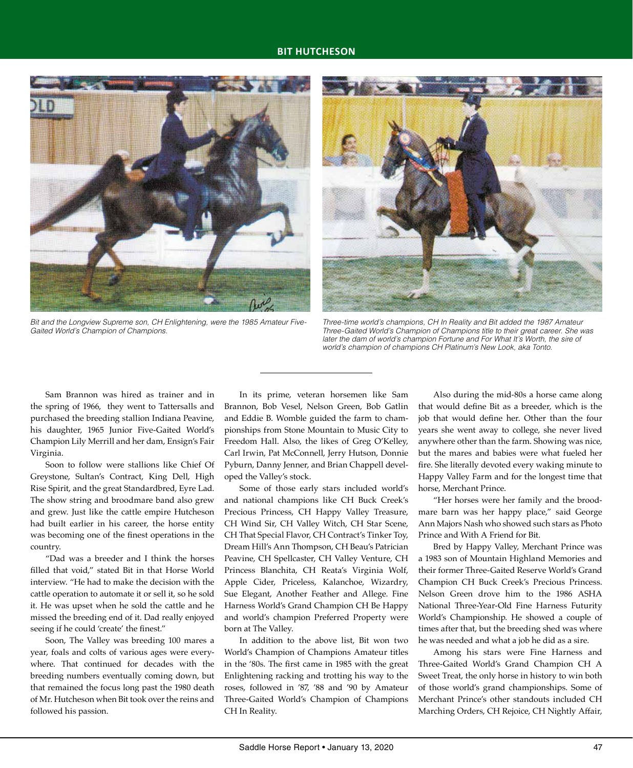Bit and the Longview Supreme son, CH Enlightening, were the 1985 Amateur Five-Gaited World's Champion of Champions.

Three-time world's champions, CH In Reality and Bit added the 1987 Amateur Three-Gaited World's Champion of Champions title to their great career. She was later the dam of world's champion Fortune and For What It's Worth, the sire of world's champion of champions CH Platinum's New Look, aka Tonto.

Sam Brannon was hired as trainer and in the spring of 1966, they went to Tattersalls and purchased the breeding stallion Indiana Peavine, his daughter, 1965 Junior Five-Gaited World's Champion Lily Merrill and her dam, Ensign's Fair Virginia.

Soon to follow were stallions like Chief Of Greystone, Sultan's Contract, King Dell, High Rise Spirit, and the great Standardbred, Eyre Lad. The show string and broodmare band also grew and grew. Just like the cattle empire Hutcheson had built earlier in his career, the horse entity was becoming one of the finest operations in the country.

"Dad was a breeder and I think the horses filled that void," stated Bit in that Horse World interview. "He had to make the decision with the cattle operation to automate it or sell it, so he sold it. He was upset when he sold the cattle and he missed the breeding end of it. Dad really enjoyed seeing if he could 'create' the finest."

Soon, The Valley was breeding 100 mares a year, foals and colts of various ages were everywhere. That continued for decades with the breeding numbers eventually coming down, but that remained the focus long past the 1980 death of Mr. Hutcheson when Bit took over the reins and followed his passion.

In its prime, veteran horsemen like Sam Brannon, Bob Vesel, Nelson Green, Bob Gatlin and Eddie B. Womble guided the farm to championships from Stone Mountain to Music City to Freedom Hall. Also, the likes of Greg O'Kelley, Carl Irwin, Pat McConnell, Jerry Hutson, Donnie Pyburn, Danny Jenner, and Brian Chappell developed the Valley's stock.

Some of those early stars included world's and national champions like CH Buck Creek's Precious Princess, CH Happy Valley Treasure, CH Wind Sir, CH Valley Witch, CH Star Scene, CH That Special Flavor, CH Contract's Tinker Toy, Dream Hill's Ann Thompson, CH Beau's Patrician Peavine, CH Spellcaster, CH Valley Venture, CH Princess Blanchita, CH Reata's Virginia Wolf, Apple Cider, Priceless, Kalanchoe, Wizardry, Sue Elegant, Another Feather and Allege. Fine Harness World's Grand Champion CH Be Happy and world's champion Preferred Property were born at The Valley.

In addition to the above list, Bit won two World's Champion of Champions Amateur titles in the '80s. The first came in 1985 with the great Enlightening racking and trotting his way to the roses, followed in '87, '88 and '90 by Amateur Three-Gaited World's Champion of Champions CH In Reality.

Also during the mid-80s a horse came along that would define Bit as a breeder, which is the job that would define her. Other than the four years she went away to college, she never lived anywhere other than the farm. Showing was nice, but the mares and babies were what fueled her fire. She literally devoted every waking minute to Happy Valley Farm and for the longest time that horse, Merchant Prince.

"Her horses were her family and the broodmare barn was her happy place," said George Ann Majors Nash who showed such stars as Photo Prince and With A Friend for Bit.

Bred by Happy Valley, Merchant Prince was a 1983 son of Mountain Highland Memories and their former Three-Gaited Reserve World's Grand Champion CH Buck Creek's Precious Princess. Nelson Green drove him to the 1986 ASHA National Three-Year-Old Fine Harness Futurity World's Championship. He showed a couple of times after that, but the breeding shed was where he was needed and what a job he did as a sire.

Among his stars were Fine Harness and Three-Gaited World's Grand Champion CH A Sweet Treat, the only horse in history to win both of those world's grand championships. Some of Merchant Prince's other standouts included CH Marching Orders, CH Rejoice, CH Nightly Affair,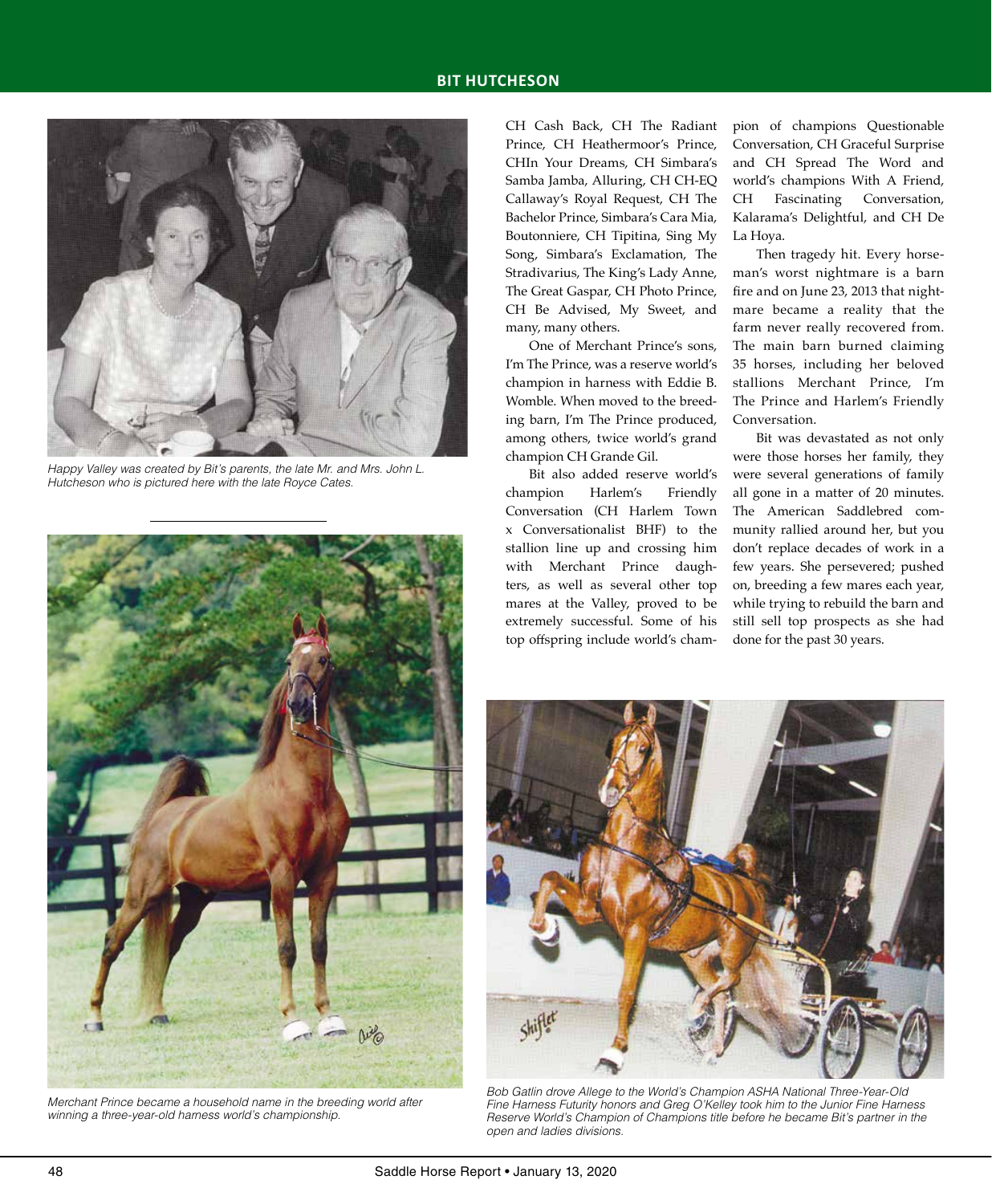Happy Valley was created by Bit's parents, the late Mr. and Mrs. John L. Hutcheson who is pictured here with the late Royce Cates.

Merchant Prince became a household name in the breeding world after winning a three-year-old harness world's championship.

CH Cash Back, CH The Radiant Prince, CH Heathermoor's Prince, CHIn Your Dreams, CH Simbara's Samba Jamba, Alluring, CH CH-EQ Callaway's Royal Request, CH The Bachelor Prince, Simbara's Cara Mia, Boutonniere, CH Tipitina, Sing My Song, Simbara's Exclamation, The Stradivarius, The King's Lady Anne, The Great Gaspar, CH Photo Prince, CH Be Advised, My Sweet, and many, many others.

One of Merchant Prince's sons, I'm The Prince, was a reserve world's champion in harness with Eddie B. Womble. When moved to the breeding barn, I'm The Prince produced, among others, twice world's grand champion CH Grande Gil.

Bit also added reserve world's champion Harlem's Friendly Conversation (CH Harlem Town x Conversationalist BHF) to the stallion line up and crossing him with Merchant Prince daughters, as well as several other top mares at the Valley, proved to be extremely successful. Some of his top offspring include world's champion of champions Questionable Conversation, CH Graceful Surprise and CH Spread The Word and world's champions With A Friend, CH Fascinating Conversation, Kalarama's Delightful, and CH De La Hoya.

Then tragedy hit. Every horseman's worst nightmare is a barn fire and on June 23, 2013 that nightmare became a reality that the farm never really recovered from. The main barn burned claiming 35 horses, including her beloved stallions Merchant Prince, I'm The Prince and Harlem's Friendly Conversation.

Bit was devastated as not only were those horses her family, they were several generations of family all gone in a matter of 20 minutes. The American Saddlebred community rallied around her, but you don't replace decades of work in a few years. She persevered; pushed on, breeding a few mares each year, while trying to rebuild the barn and still sell top prospects as she had done for the past 30 years.

Bob Gatlin drove Allege to the World's Champion ASHA National Three-Year-Old Fine Harness Futurity honors and Greg O'Kelley took him to the Junior Fine Harness Reserve World's Champion of Champions title before he became Bit's partner in the open and ladies divisions.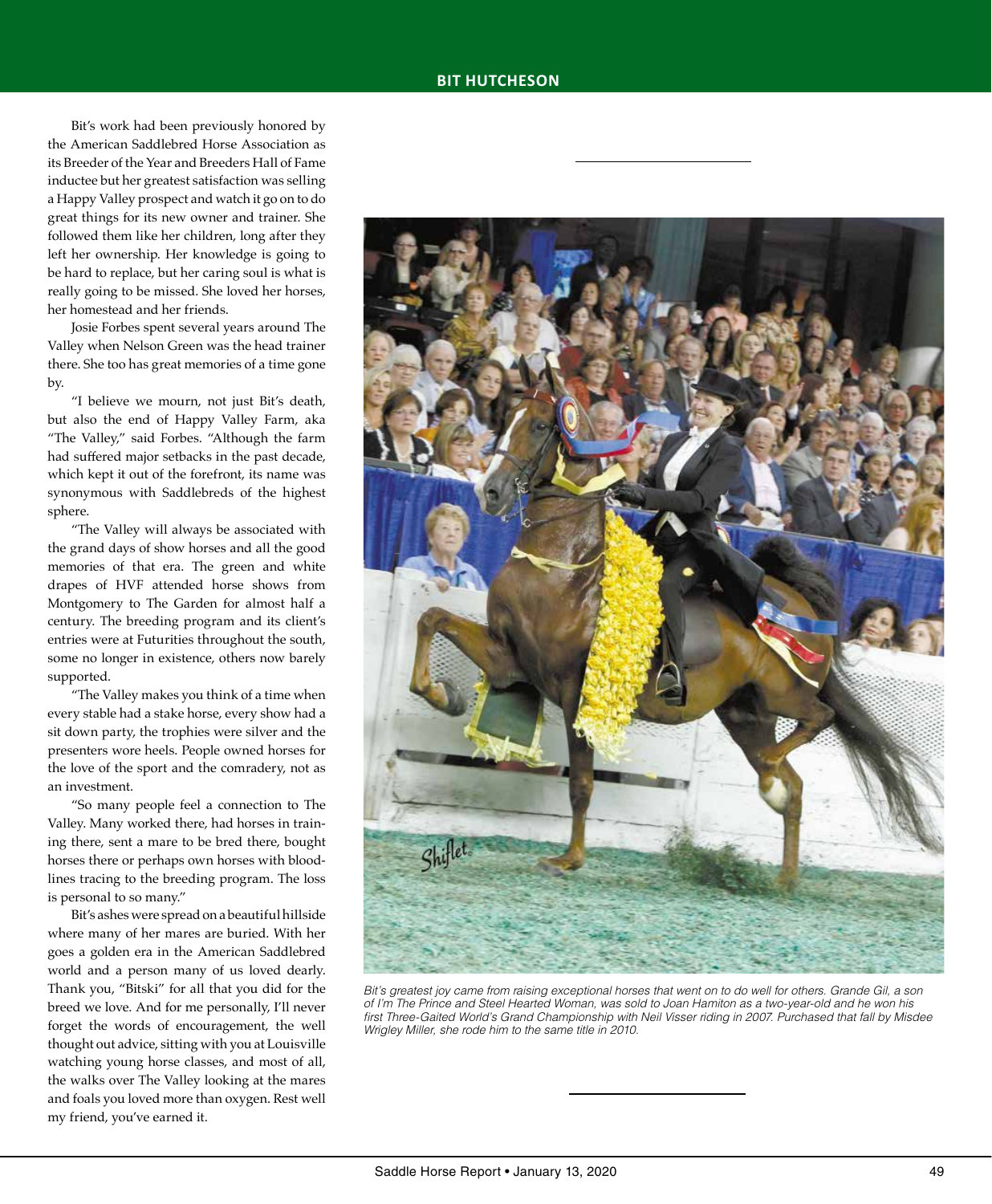Bit's work had been previously honored by the American Saddlebred Horse Association as its Breeder of the Year and Breeders Hall of Fame inductee but her greatest satisfaction was selling a Happy Valley prospect and watch it go on to do great things for its new owner and trainer. She followed them like her children, long after they left her ownership. Her knowledge is going to be hard to replace, but her caring soul is what is really going to be missed. She loved her horses, her homestead and her friends.

Josie Forbes spent several years around The Valley when Nelson Green was the head trainer there. She too has great memories of a time gone by.

"I believe we mourn, not just Bit's death, but also the end of Happy Valley Farm, aka "The Valley," said Forbes. "Although the farm had suffered major setbacks in the past decade, which kept it out of the forefront, its name was synonymous with Saddlebreds of the highest sphere.

"The Valley will always be associated with the grand days of show horses and all the good memories of that era. The green and white drapes of HVF attended horse shows from Montgomery to The Garden for almost half a century. The breeding program and its client's entries were at Futurities throughout the south, some no longer in existence, others now barely supported.

"The Valley makes you think of a time when every stable had a stake horse, every show had a sit down party, the trophies were silver and the presenters wore heels. People owned horses for the love of the sport and the comradery, not as an investment.

"So many people feel a connection to The Valley. Many worked there, had horses in training there, sent a mare to be bred there, bought horses there or perhaps own horses with bloodlines tracing to the breeding program. The loss is personal to so many."

Bit's ashes were spread on a beautiful hillside where many of her mares are buried. With her goes a golden era in the American Saddlebred world and a person many of us loved dearly. Thank you, "Bitski" for all that you did for the breed we love. And for me personally, I'll never forget the words of encouragement, the well thought out advice, sitting with you at Louisville watching young horse classes, and most of all, the walks over The Valley looking at the mares and foals you loved more than oxygen. Rest well my friend, you've earned it.

*Bit's greatest joy came from raising exceptional horses that went on to do well for others. Grande Gil, a son of I'm The Prince and Steel Hearted Woman, was sold to Joan Hamiton as a two-year-old and he won his first Three-Gaited World's Grand Championship with Neil Visser riding in 2007. Purchased that fall by Misdee Wrigley Miller, she rode him to the same title in 2010.*